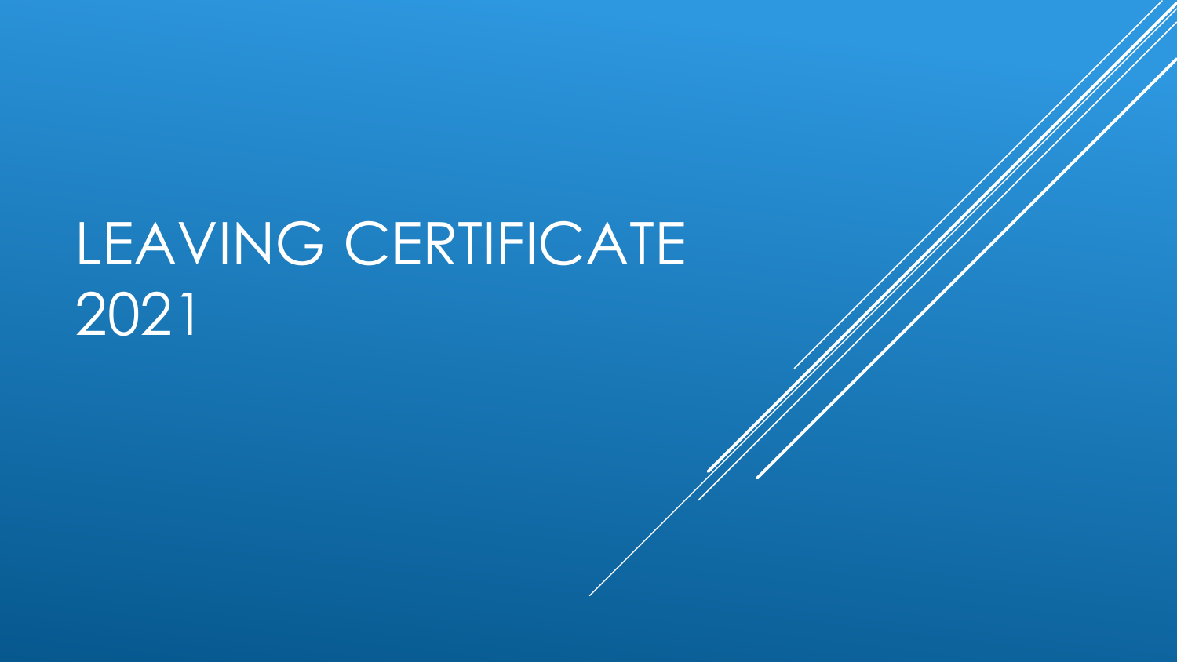# LEAVING CERTIFICATE 2021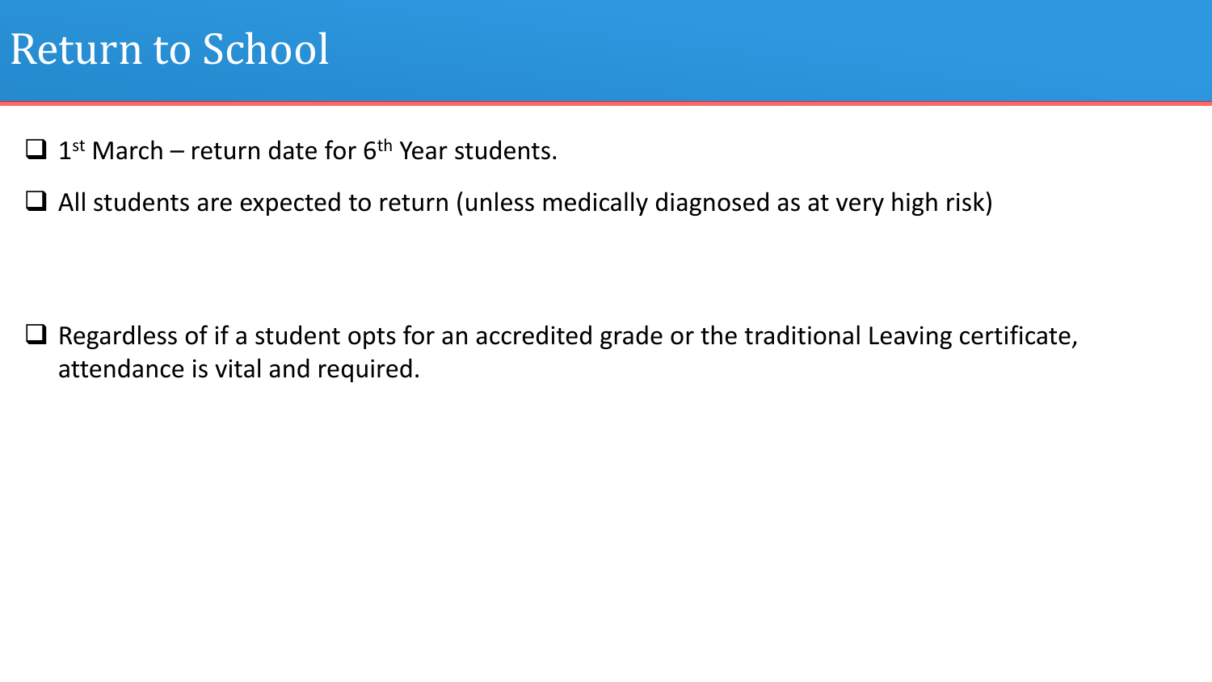# Return to School

- 1st March – return date for 6th Year students.
- All students are expected to return (unless medically diagnosed as at very high risk)

- Regardless of if a student opts for an accredited grade or the traditional Leaving certificate, attendance is vital and required.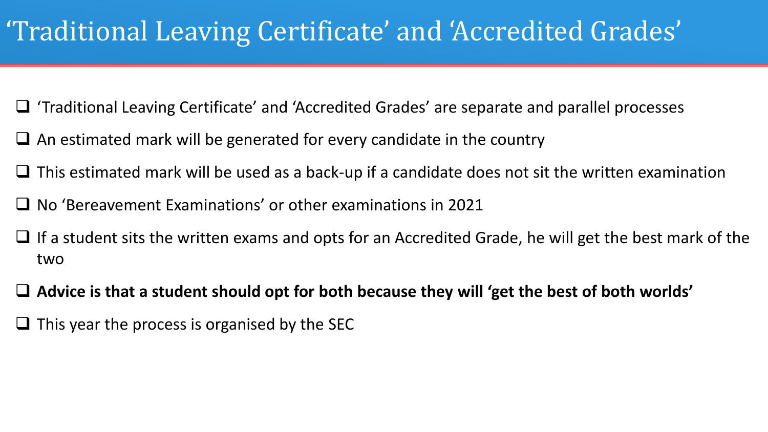# ‘Traditional Leaving Certificate’ and ‘Accredited Grades’

- ‘Traditional Leaving Certificate’ and ‘Accredited Grades’ are separate and parallel processes
- An estimated mark will be generated for every candidate in the country
- This estimated mark will be used as a back-up if a candidate does not sit the written examination
- No ‘Bereavement Examinations’ or other examinations in 2021
- If a student sits the written exams and opts for an Accredited Grade, he will get the best mark of the two
- **Advice is that a student should opt for both because they will ‘get the best of both worlds’**
- This year the process is organised by the SEC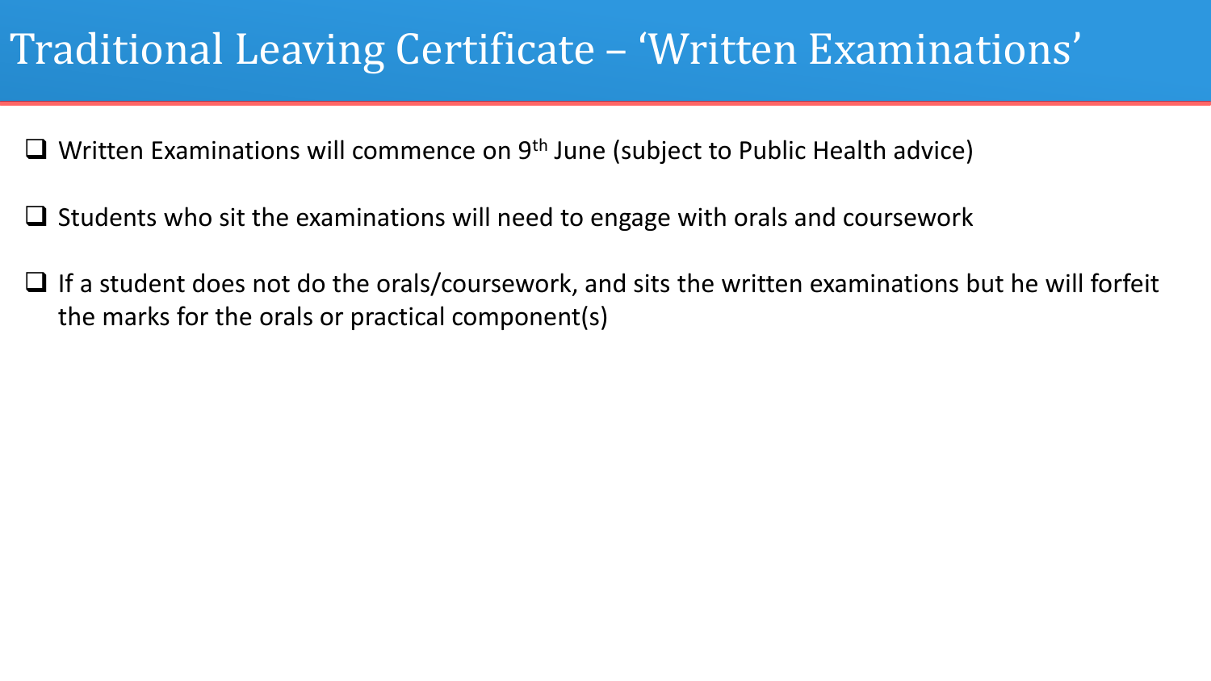# Traditional Leaving Certificate – 'Written Examinations'

- Written Examinations will commence on 9th June (subject to Public Health advice)
- Students who sit the examinations will need to engage with orals and coursework
- If a student does not do the orals/coursework, and sits the written examinations but he will forfeit the marks for the orals or practical component(s)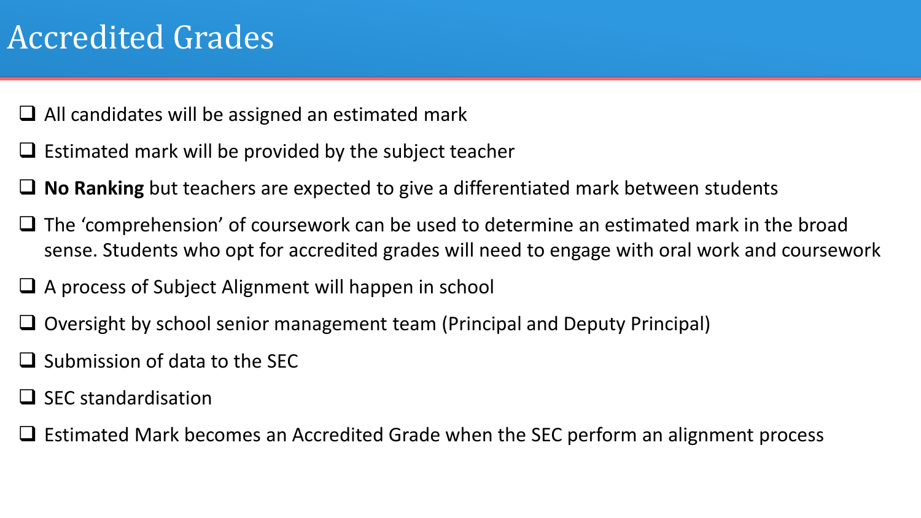# Accredited Grades

- All candidates will be assigned an estimated mark
- Estimated mark will be provided by the subject teacher
- **No Ranking** but teachers are expected to give a differentiated mark between students
- The 'comprehension' of coursework can be used to determine an estimated mark in the broad sense. Students who opt for accredited grades will need to engage with oral work and coursework
- A process of Subject Alignment will happen in school
- Oversight by school senior management team (Principal and Deputy Principal)
- Submission of data to the SEC
- SEC standardisation
- Estimated Mark becomes an Accredited Grade when the SEC perform an alignment process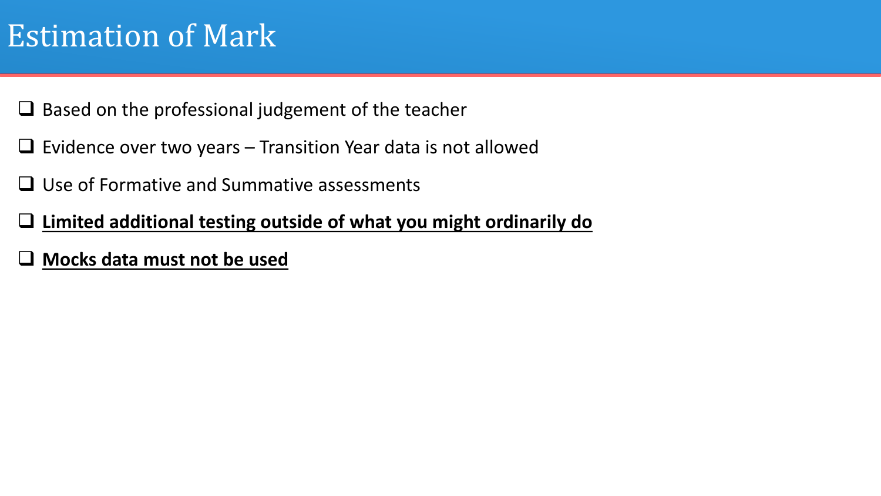# Estimation of Mark

- Based on the professional judgement of the teacher
- Evidence over two years – Transition Year data is not allowed
- Use of Formative and Summative assessments
- **Limited additional testing outside of what you might ordinarily do**
- **Mocks data must not be used**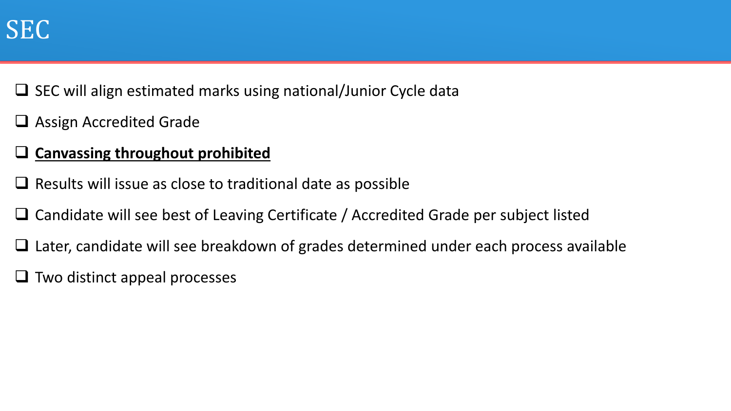# SEC

- SEC will align estimated marks using national/Junior Cycle data
- Assign Accredited Grade
- **<u>Canvassing throughout prohibited</u>**
- Results will issue as close to traditional date as possible
- Candidate will see best of Leaving Certificate / Accredited Grade per subject listed
- Later, candidate will see breakdown of grades determined under each process available
- Two distinct appeal processes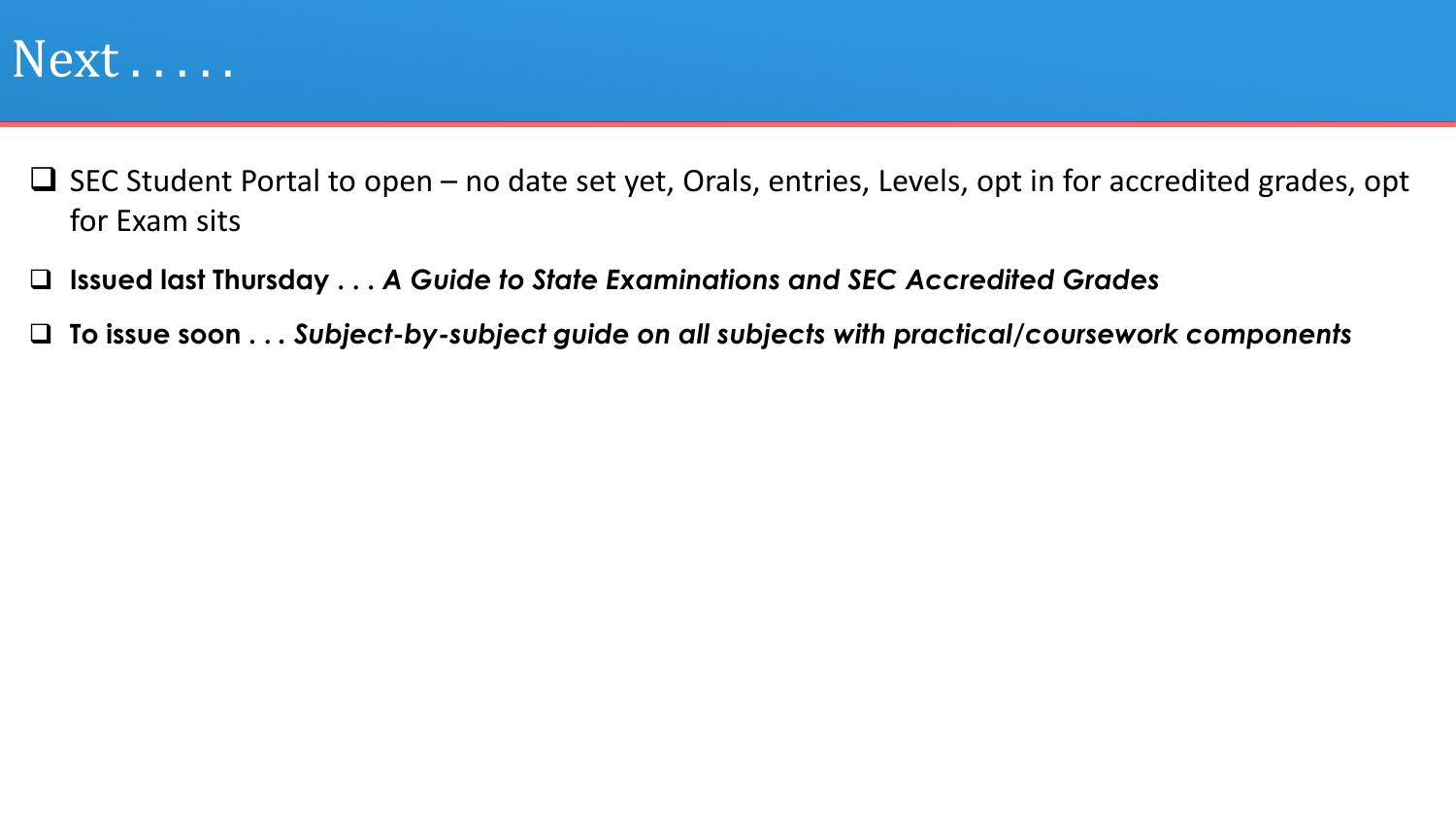# Next . . . . .

- SEC Student Portal to open – no date set yet, Orals, entries, Levels, opt in for accredited grades, opt for Exam sits
- **Issued last Thursday . . . *A Guide to State Examinations and SEC Accredited Grades***
- **To issue soon . . . *Subject-by-subject guide on all subjects with practical/coursework components***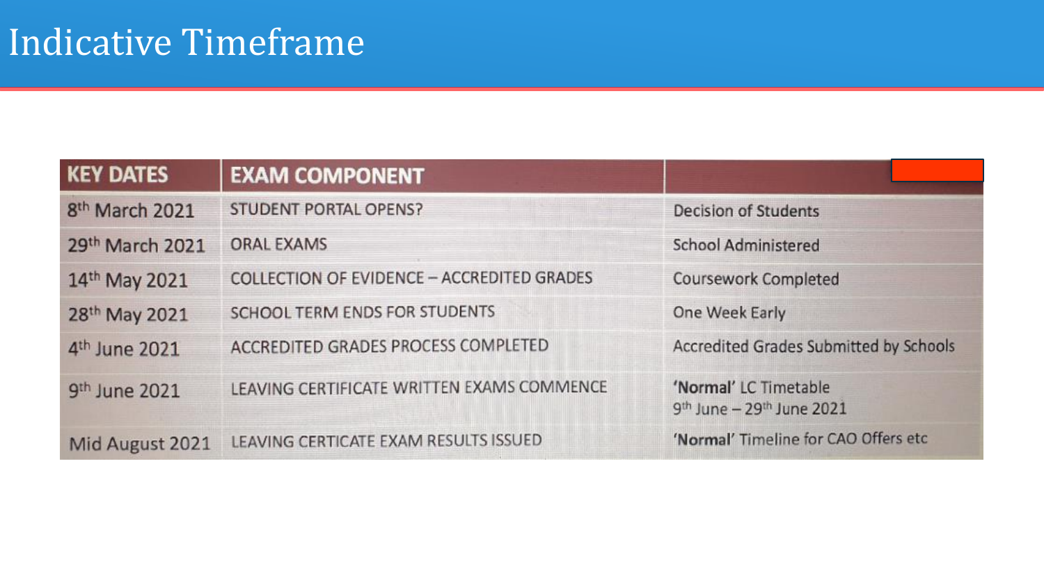# Indicative Timeframe

| KEY DATES | EXAM COMPONENT | |
|---|---|---|
| 8th March 2021 | STUDENT PORTAL OPENS? | Decision of Students |
| 29th March 2021 | ORAL EXAMS | School Administered |
| 14th May 2021 | COLLECTION OF EVIDENCE – ACCREDITED GRADES | Coursework Completed |
| 28th May 2021 | SCHOOL TERM ENDS FOR STUDENTS | One Week Early |
| 4th June 2021 | ACCREDITED GRADES PROCESS COMPLETED | Accredited Grades Submitted by Schools |
| 9th June 2021 | LEAVING CERTIFICATE WRITTEN EXAMS COMMENCE | **'Normal'** LC Timetable 9th June – 29th June 2021 |
| Mid August 2021 | LEAVING CERTICATE EXAM RESULTS ISSUED | **'Normal'** Timeline for CAO Offers etc |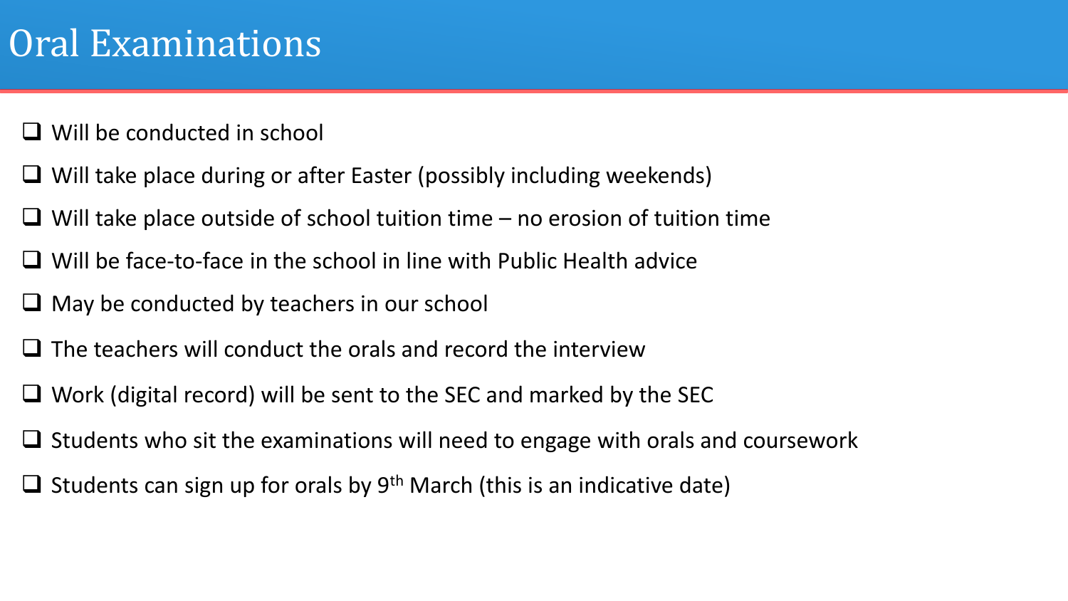# Oral Examinations

- Will be conducted in school
- Will take place during or after Easter (possibly including weekends)
- Will take place outside of school tuition time – no erosion of tuition time
- Will be face-to-face in the school in line with Public Health advice
- May be conducted by teachers in our school
- The teachers will conduct the orals and record the interview
- Work (digital record) will be sent to the SEC and marked by the SEC
- Students who sit the examinations will need to engage with orals and coursework
- Students can sign up for orals by 9th March (this is an indicative date)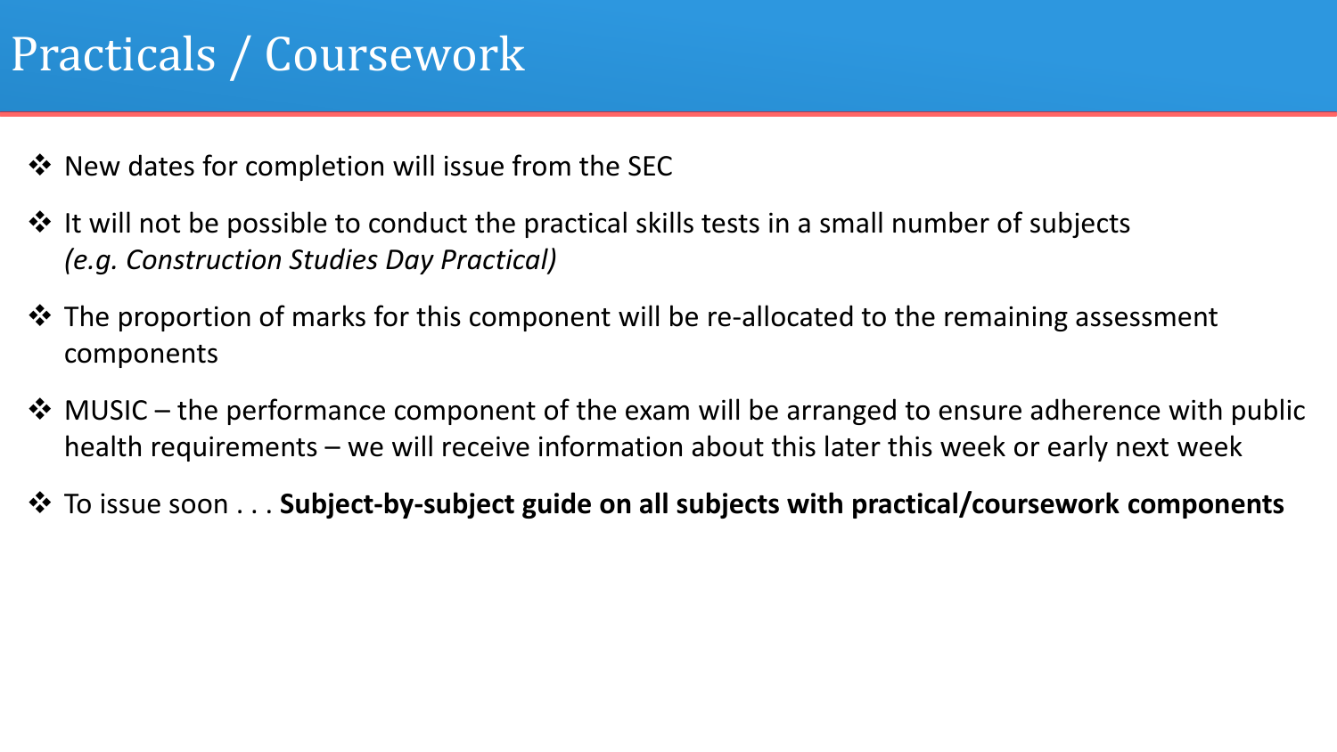# Practicals / Coursework

- New dates for completion will issue from the SEC
- It will not be possible to conduct the practical skills tests in a small number of subjects *(e.g. Construction Studies Day Practical)*
- The proportion of marks for this component will be re-allocated to the remaining assessment components
- MUSIC – the performance component of the exam will be arranged to ensure adherence with public health requirements – we will receive information about this later this week or early next week
- To issue soon . . . **Subject-by-subject guide on all subjects with practical/coursework components**